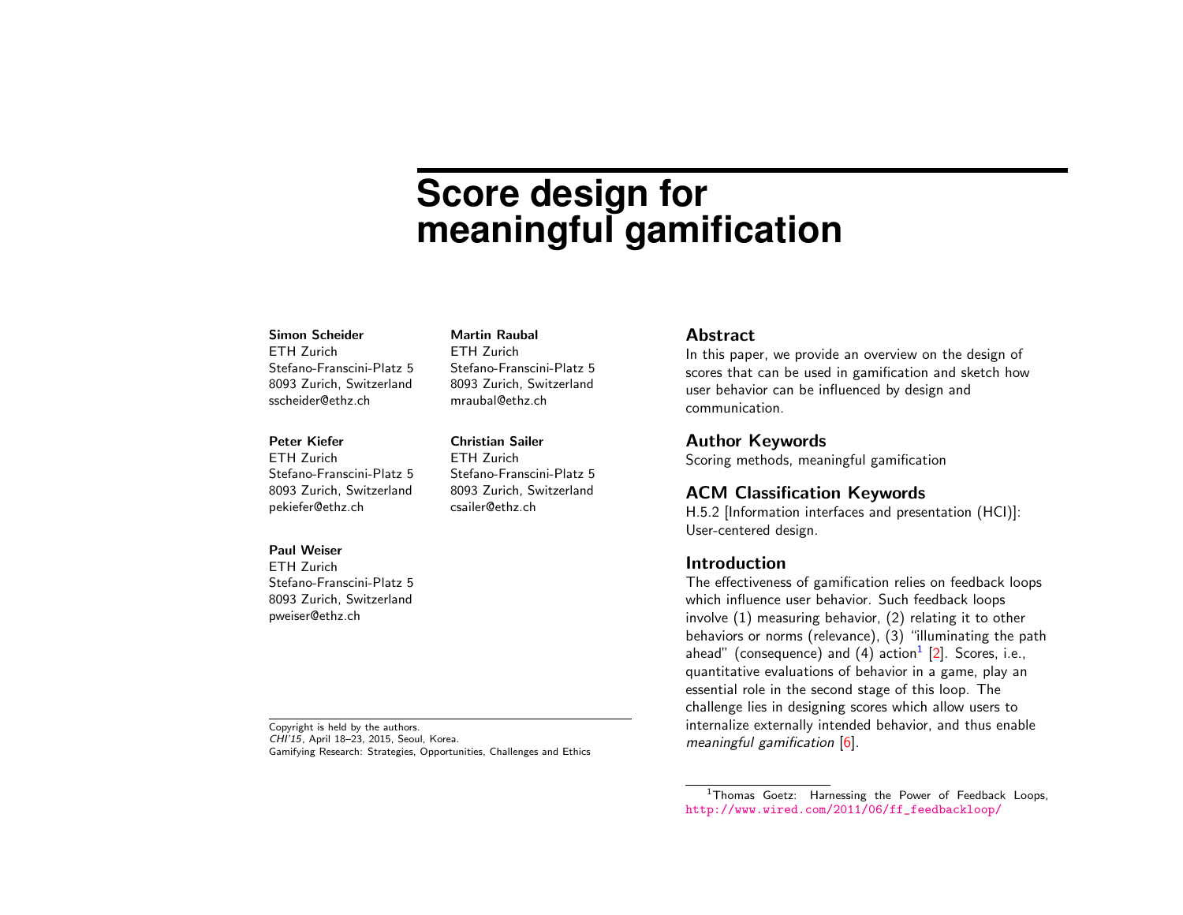# Score design for meaningful gamification

**Simon Scheider**
ETH Zurich
Stefano-Franscini-Platz 5
8093 Zurich, Switzerland
sscheider@ethz.ch

**Martin Raubal**
ETH Zurich
Stefano-Franscini-Platz 5
8093 Zurich, Switzerland
mraubal@ethz.ch

**Peter Kiefer**
ETH Zurich
Stefano-Franscini-Platz 5
8093 Zurich, Switzerland
pekiefer@ethz.ch

**Christian Sailer**
ETH Zurich
Stefano-Franscini-Platz 5
8093 Zurich, Switzerland
csailer@ethz.ch

**Paul Weiser**
ETH Zurich
Stefano-Franscini-Platz 5
8093 Zurich, Switzerland
pweiser@ethz.ch

Copyright is held by the authors.
*CHI'15*, April 18–23, 2015, Seoul, Korea.
Gamifying Research: Strategies, Opportunities, Challenges and Ethics

## Abstract

In this paper, we provide an overview on the design of scores that can be used in gamification and sketch how user behavior can be influenced by design and communication.

## Author Keywords

Scoring methods, meaningful gamification

## ACM Classification Keywords

H.5.2 [Information interfaces and presentation (HCI)]: User-centered design.

## Introduction

The effectiveness of gamification relies on feedback loops which influence user behavior. Such feedback loops involve (1) measuring behavior, (2) relating it to other behaviors or norms (relevance), (3) "illuminating the path ahead" (consequence) and (4) action[1] [2]. Scores, i.e., quantitative evaluations of behavior in a game, play an essential role in the second stage of this loop. The challenge lies in designing scores which allow users to internalize externally intended behavior, and thus enable *meaningful gamification* [6].

[1] Thomas Goetz: Harnessing the Power of Feedback Loops, http://www.wired.com/2011/06/ff_feedbackloop/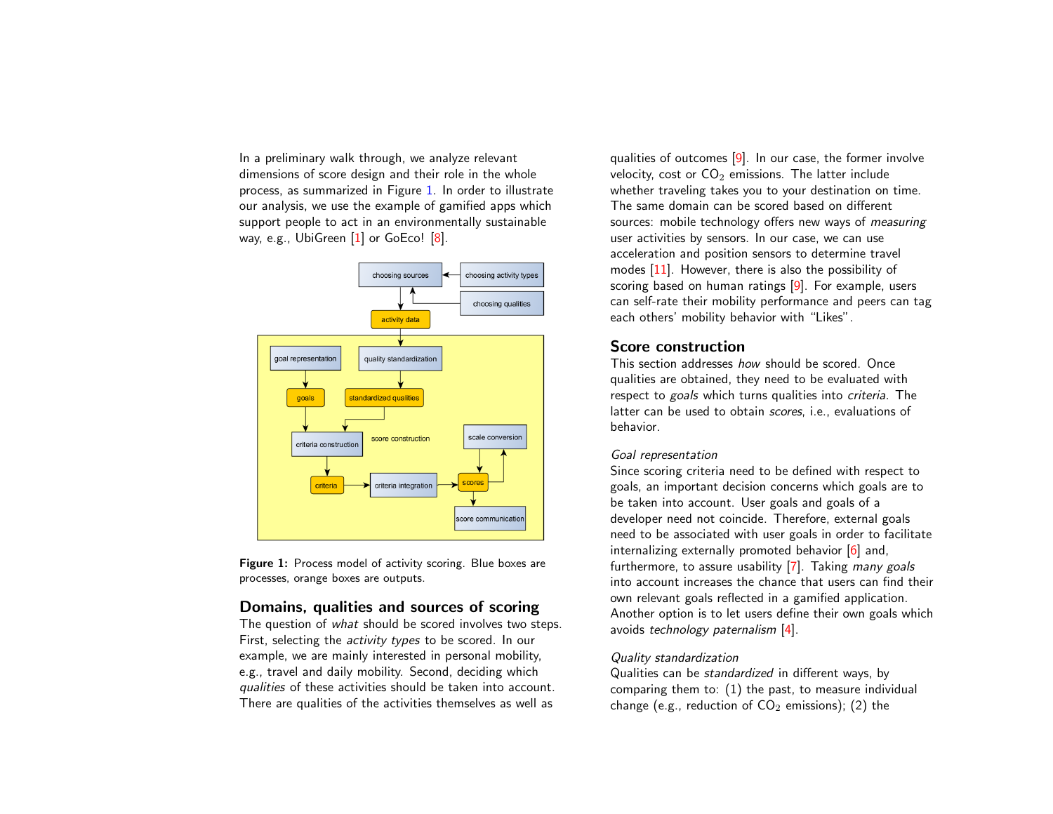In a preliminary walk through, we analyze relevant dimensions of score design and their role in the whole process, as summarized in Figure 1. In order to illustrate our analysis, we use the example of gamified apps which support people to act in an environmentally sustainable way, e.g., UbiGreen [1] or GoEco! [8].

choosing sources
choosing activity types
choosing qualities
activity data
goal representation
quality standardization
goals
standardized qualities
criteria construction
score construction
scale conversion
criteria
criteria integration
scores
score communication

**Figure 1:** Process model of activity scoring. Blue boxes are processes, orange boxes are outputs.

## Domains, qualities and sources of scoring

The question of *what* should be scored involves two steps. First, selecting the *activity types* to be scored. In our example, we are mainly interested in personal mobility, e.g., travel and daily mobility. Second, deciding which *qualities* of these activities should be taken into account. There are qualities of the activities themselves as well as qualities of outcomes [9]. In our case, the former involve velocity, cost or $CO_2$ emissions. The latter include whether traveling takes you to your destination on time. The same domain can be scored based on different sources: mobile technology offers new ways of *measuring* user activities by sensors. In our case, we can use acceleration and position sensors to determine travel modes [11]. However, there is also the possibility of scoring based on human ratings [9]. For example, users can self-rate their mobility performance and peers can tag each others' mobility behavior with "Likes".

## Score construction

This section addresses *how* should be scored. Once qualities are obtained, they need to be evaluated with respect to *goals* which turns qualities into *criteria*. The latter can be used to obtain *scores*, i.e., evaluations of behavior.

*Goal representation*

Since scoring criteria need to be defined with respect to goals, an important decision concerns which goals are to be taken into account. User goals and goals of a developer need not coincide. Therefore, external goals need to be associated with user goals in order to facilitate internalizing externally promoted behavior [6] and, furthermore, to assure usability [7]. Taking *many goals* into account increases the chance that users can find their own relevant goals reflected in a gamified application. Another option is to let users define their own goals which avoids *technology paternalism* [4].

*Quality standardization*

Qualities can be *standardized* in different ways, by comparing them to: (1) the past, to measure individual change (e.g., reduction of $CO_2$ emissions); (2) the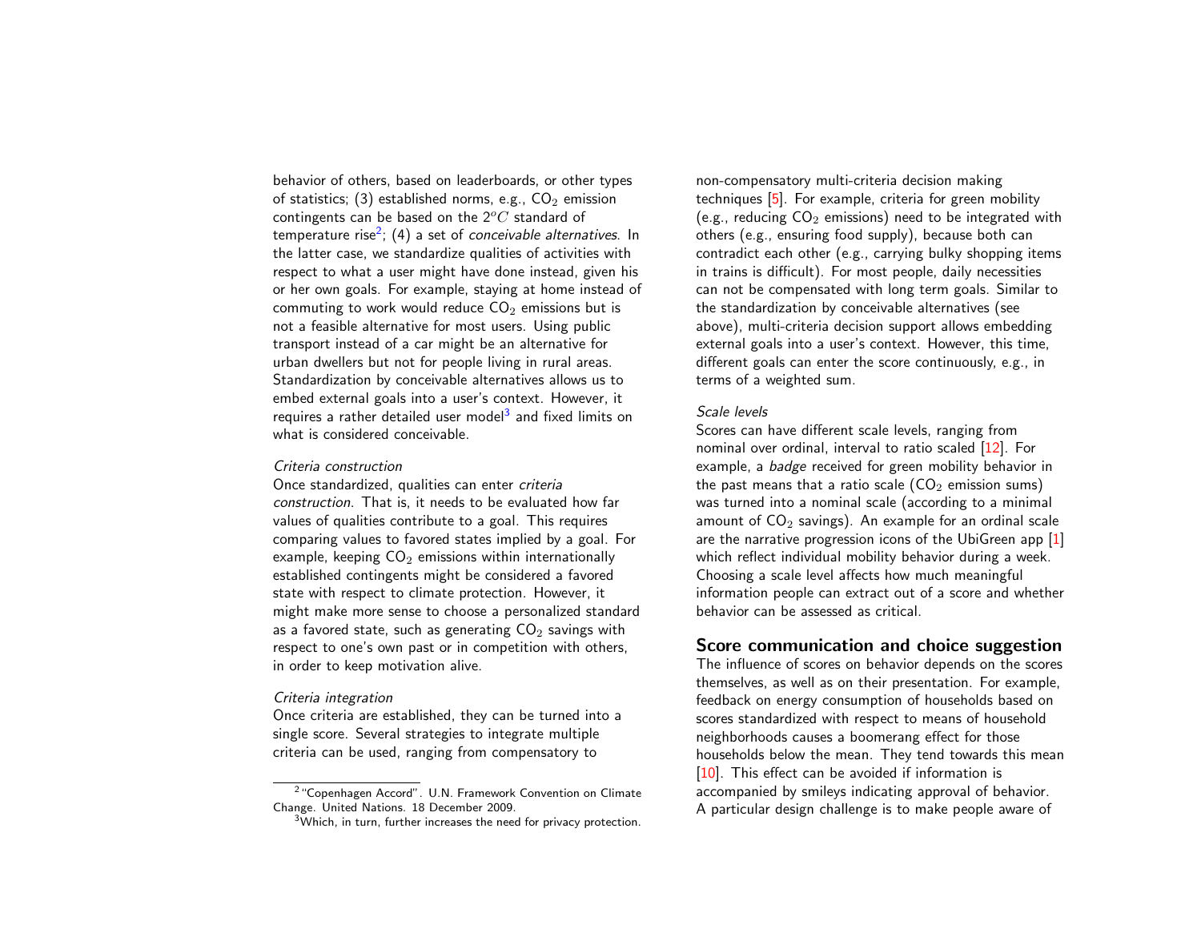behavior of others, based on leaderboards, or other types of statistics; (3) established norms, e.g., $CO_2$ emission contingents can be based on the $2^oC$ standard of temperature rise[2]; (4) a set of *conceivable alternatives*. In the latter case, we standardize qualities of activities with respect to what a user might have done instead, given his or her own goals. For example, staying at home instead of commuting to work would reduce $CO_2$ emissions but is not a feasible alternative for most users. Using public transport instead of a car might be an alternative for urban dwellers but not for people living in rural areas. Standardization by conceivable alternatives allows us to embed external goals into a user's context. However, it requires a rather detailed user model[3] and fixed limits on what is considered conceivable.

*Criteria construction*

Once standardized, qualities can enter *criteria construction*. That is, it needs to be evaluated how far values of qualities contribute to a goal. This requires comparing values to favored states implied by a goal. For example, keeping $CO_2$ emissions within internationally established contingents might be considered a favored state with respect to climate protection. However, it might make more sense to choose a personalized standard as a favored state, such as generating $CO_2$ savings with respect to one's own past or in competition with others, in order to keep motivation alive.

*Criteria integration*

Once criteria are established, they can be turned into a single score. Several strategies to integrate multiple criteria can be used, ranging from compensatory to non-compensatory multi-criteria decision making techniques [5]. For example, criteria for green mobility (e.g., reducing $CO_2$ emissions) need to be integrated with others (e.g., ensuring food supply), because both can contradict each other (e.g., carrying bulky shopping items in trains is difficult). For most people, daily necessities can not be compensated with long term goals. Similar to the standardization by conceivable alternatives (see above), multi-criteria decision support allows embedding external goals into a user's context. However, this time, different goals can enter the score continuously, e.g., in terms of a weighted sum.

*Scale levels*

Scores can have different scale levels, ranging from nominal over ordinal, interval to ratio scaled [12]. For example, a *badge* received for green mobility behavior in the past means that a ratio scale ($CO_2$ emission sums) was turned into a nominal scale (according to a minimal amount of $CO_2$ savings). An example for an ordinal scale are the narrative progression icons of the UbiGreen app [1] which reflect individual mobility behavior during a week. Choosing a scale level affects how much meaningful information people can extract out of a score and whether behavior can be assessed as critical.

## Score communication and choice suggestion

The influence of scores on behavior depends on the scores themselves, as well as on their presentation. For example, feedback on energy consumption of households based on scores standardized with respect to means of household neighborhoods causes a boomerang effect for those households below the mean. They tend towards this mean [10]. This effect can be avoided if information is accompanied by smileys indicating approval of behavior. A particular design challenge is to make people aware of

[2] "Copenhagen Accord". U.N. Framework Convention on Climate Change. United Nations. 18 December 2009.

[3] Which, in turn, further increases the need for privacy protection.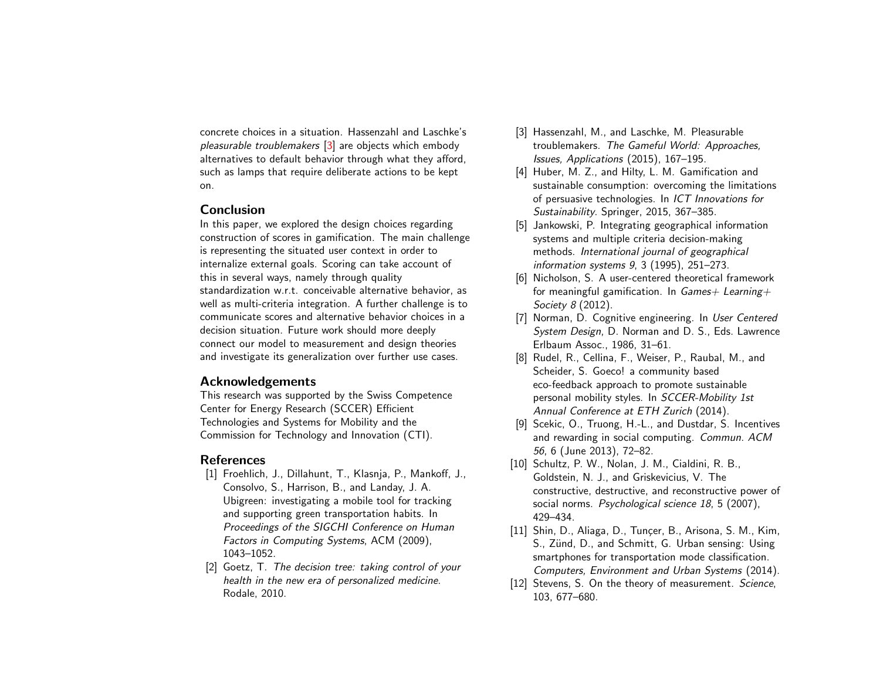concrete choices in a situation. Hassenzahl and Laschke's *pleasurable troublemakers* [3] are objects which embody alternatives to default behavior through what they afford, such as lamps that require deliberate actions to be kept on.

## Conclusion

In this paper, we explored the design choices regarding construction of scores in gamification. The main challenge is representing the situated user context in order to internalize external goals. Scoring can take account of this in several ways, namely through quality standardization w.r.t. conceivable alternative behavior, as well as multi-criteria integration. A further challenge is to communicate scores and alternative behavior choices in a decision situation. Future work should more deeply connect our model to measurement and design theories and investigate its generalization over further use cases.

## Acknowledgements

This research was supported by the Swiss Competence Center for Energy Research (SCCER) Efficient Technologies and Systems for Mobility and the Commission for Technology and Innovation (CTI).

## References

[1] Froehlich, J., Dillahunt, T., Klasnja, P., Mankoff, J., Consolvo, S., Harrison, B., and Landay, J. A. Ubigreen: investigating a mobile tool for tracking and supporting green transportation habits. In *Proceedings of the SIGCHI Conference on Human Factors in Computing Systems*, ACM (2009), 1043–1052.

[2] Goetz, T. *The decision tree: taking control of your health in the new era of personalized medicine*. Rodale, 2010.

[3] Hassenzahl, M., and Laschke, M. Pleasurable troublemakers. *The Gameful World: Approaches, Issues, Applications* (2015), 167–195.

[4] Huber, M. Z., and Hilty, L. M. Gamification and sustainable consumption: overcoming the limitations of persuasive technologies. In *ICT Innovations for Sustainability*. Springer, 2015, 367–385.

[5] Jankowski, P. Integrating geographical information systems and multiple criteria decision-making methods. *International journal of geographical information systems 9*, 3 (1995), 251–273.

[6] Nicholson, S. A user-centered theoretical framework for meaningful gamification. In *Games+ Learning+ Society 8* (2012).

[7] Norman, D. Cognitive engineering. In *User Centered System Design*, D. Norman and D. S., Eds. Lawrence Erlbaum Assoc., 1986, 31–61.

[8] Rudel, R., Cellina, F., Weiser, P., Raubal, M., and Scheider, S. Goeco! a community based eco-feedback approach to promote sustainable personal mobility styles. In *SCCER-Mobility 1st Annual Conference at ETH Zurich* (2014).

[9] Scekic, O., Truong, H.-L., and Dustdar, S. Incentives and rewarding in social computing. *Commun. ACM 56*, 6 (June 2013), 72–82.

[10] Schultz, P. W., Nolan, J. M., Cialdini, R. B., Goldstein, N. J., and Griskevicius, V. The constructive, destructive, and reconstructive power of social norms. *Psychological science 18*, 5 (2007), 429–434.

[11] Shin, D., Aliaga, D., Tunçer, B., Arisona, S. M., Kim, S., Zünd, D., and Schmitt, G. Urban sensing: Using smartphones for transportation mode classification. *Computers, Environment and Urban Systems* (2014).

[12] Stevens, S. On the theory of measurement. *Science*, 103, 677–680.